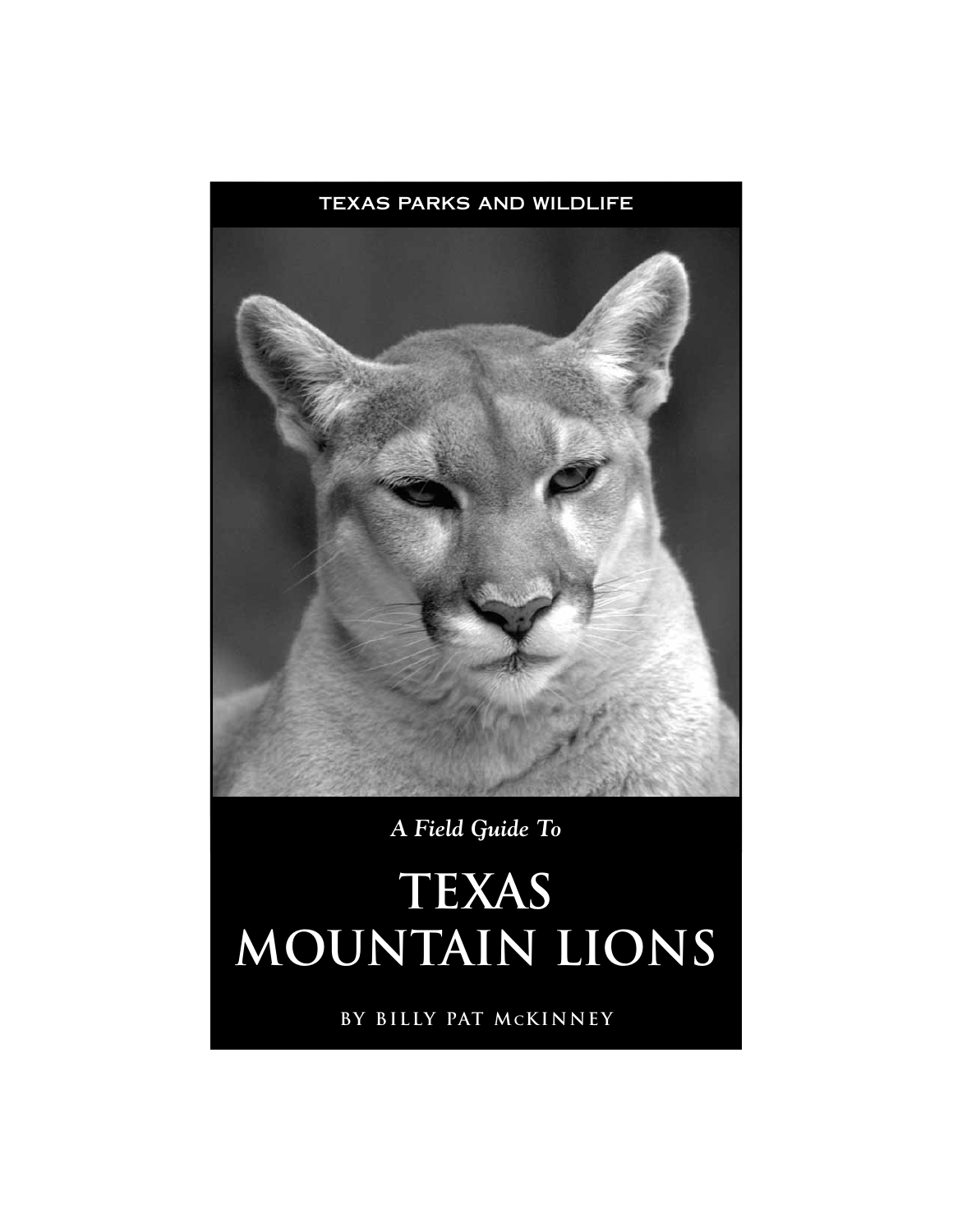TEXAS PARKS AND WILDLIFE

*A Field Guide To*

# TEXAS MOUNTAIN LIONS

BY BILLY PAT McKINNEY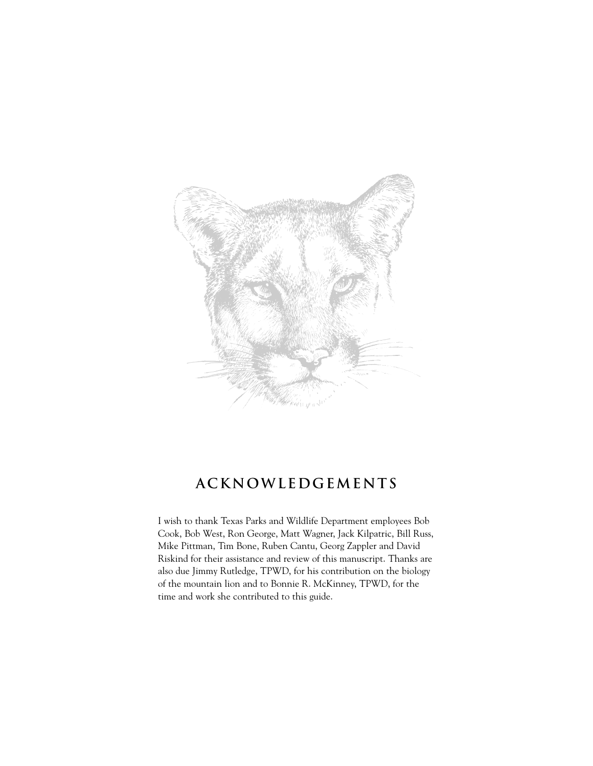## ACKNOWLEDGEMENTS

I wish to thank Texas Parks and Wildlife Department employees Bob Cook, Bob West, Ron George, Matt Wagner, Jack Kilpatric, Bill Russ, Mike Pittman, Tim Bone, Ruben Cantu, Georg Zappler and David Riskind for their assistance and review of this manuscript. Thanks are also due Jimmy Rutledge, TPWD, for his contribution on the biology of the mountain lion and to Bonnie R. McKinney, TPWD, for the time and work she contributed to this guide.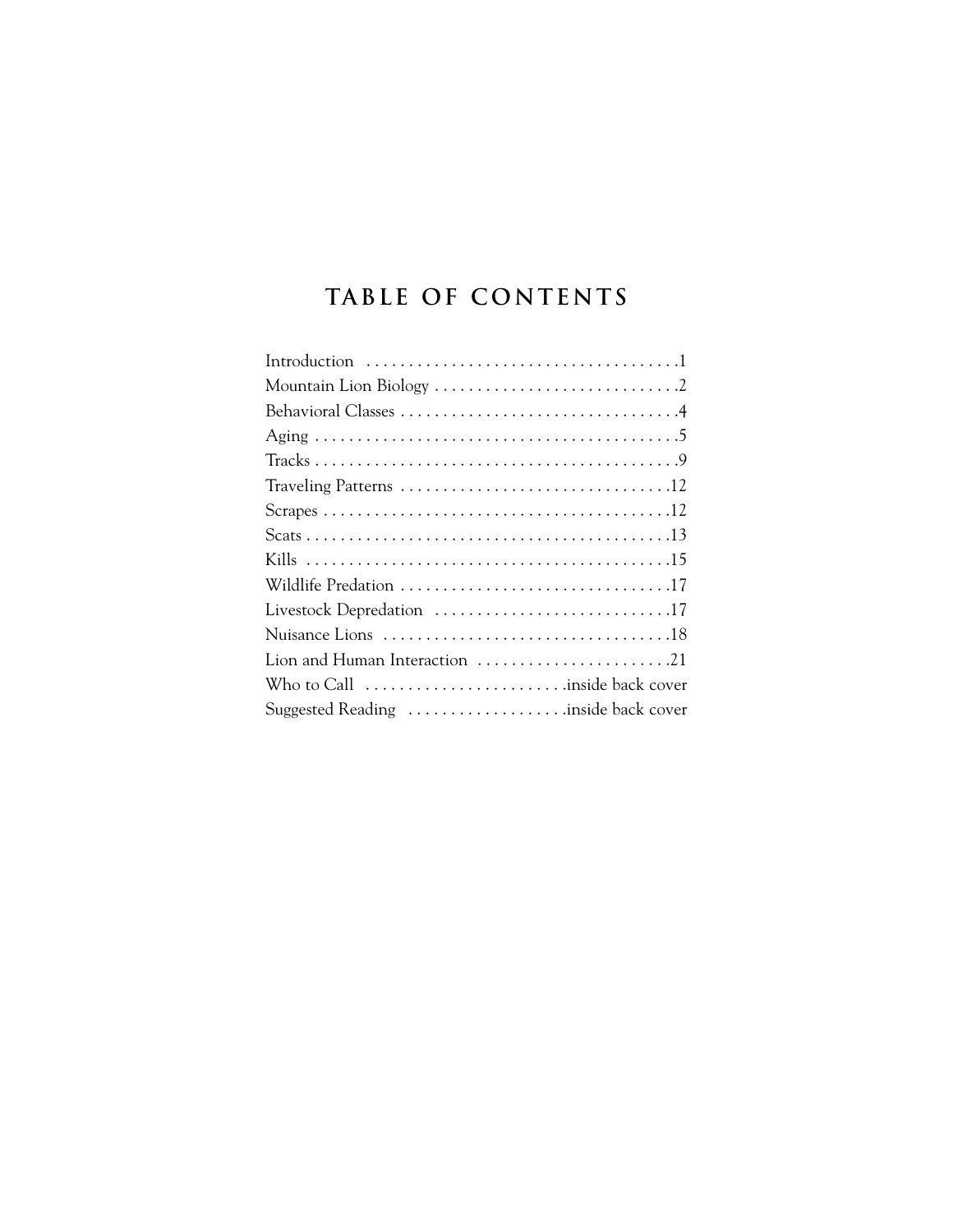# TABLE OF CONTENTS

| | |
|---|---|
| Introduction | 1 |
| Mountain Lion Biology | 2 |
| Behavioral Classes | 4 |
| Aging | 5 |
| Tracks | 9 |
| Traveling Patterns | 12 |
| Scrapes | 12 |
| Scats | 13 |
| Kills | 15 |
| Wildlife Predation | 17 |
| Livestock Depredation | 17 |
| Nuisance Lions | 18 |
| Lion and Human Interaction | 21 |
| Who to Call | inside back cover |
| Suggested Reading | inside back cover |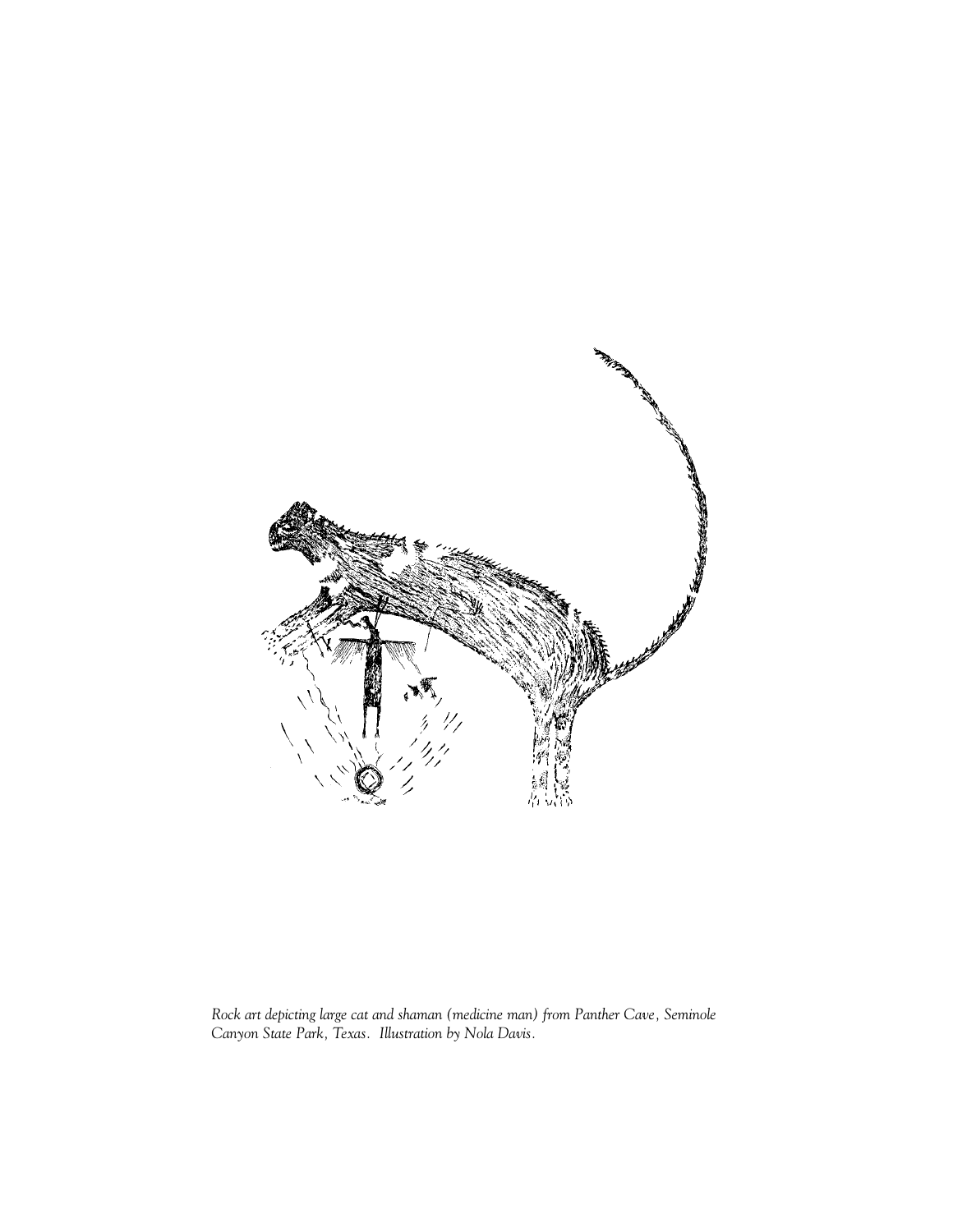*Rock art depicting large cat and shaman (medicine man) from Panther Cave, Seminole Canyon State Park, Texas. Illustration by Nola Davis.*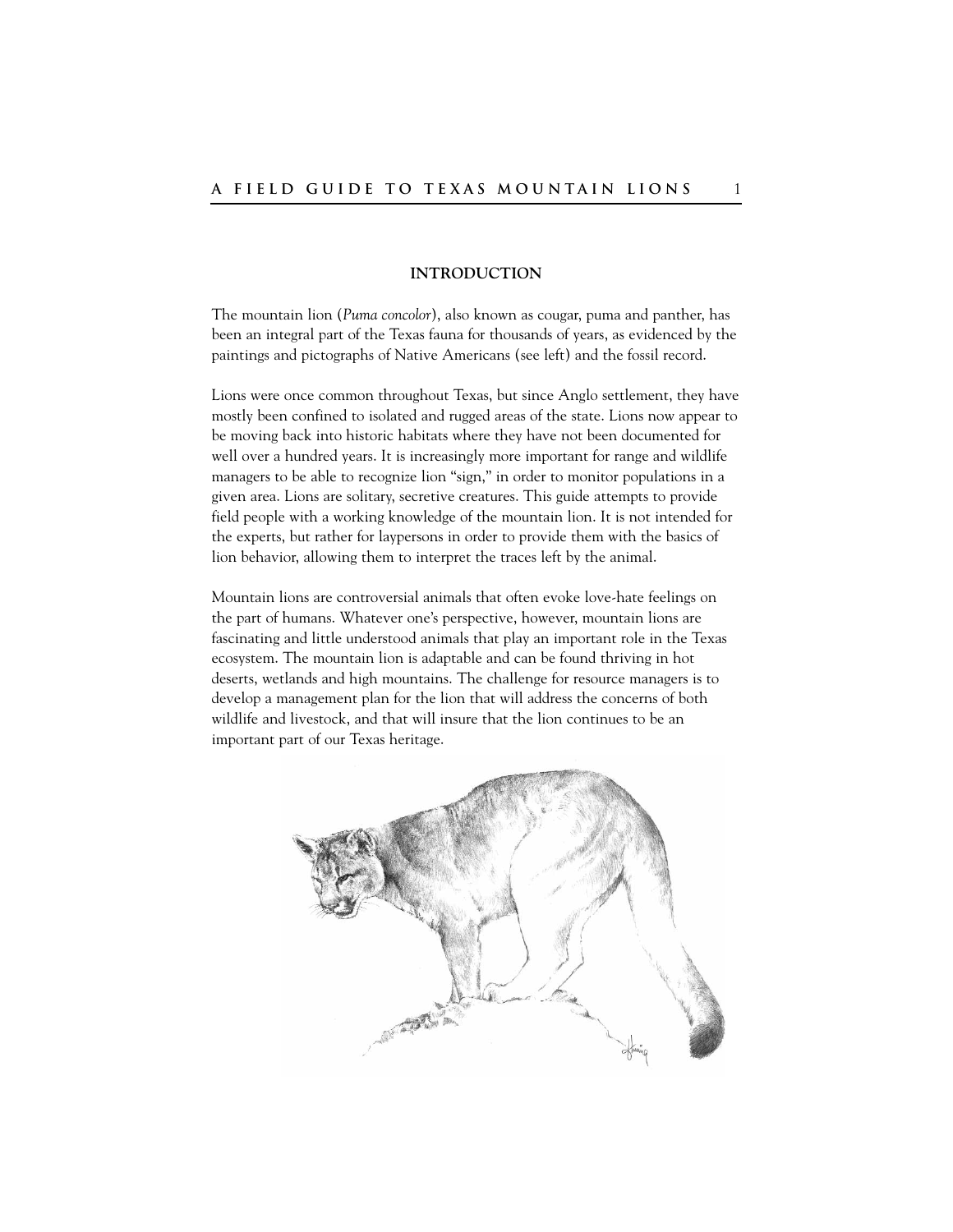## INTRODUCTION

The mountain lion (*Puma concolor*), also known as cougar, puma and panther, has been an integral part of the Texas fauna for thousands of years, as evidenced by the paintings and pictographs of Native Americans (see left) and the fossil record.

Lions were once common throughout Texas, but since Anglo settlement, they have mostly been confined to isolated and rugged areas of the state. Lions now appear to be moving back into historic habitats where they have not been documented for well over a hundred years. It is increasingly more important for range and wildlife managers to be able to recognize lion "sign," in order to monitor populations in a given area. Lions are solitary, secretive creatures. This guide attempts to provide field people with a working knowledge of the mountain lion. It is not intended for the experts, but rather for laypersons in order to provide them with the basics of lion behavior, allowing them to interpret the traces left by the animal.

Mountain lions are controversial animals that often evoke love-hate feelings on the part of humans. Whatever one's perspective, however, mountain lions are fascinating and little understood animals that play an important role in the Texas ecosystem. The mountain lion is adaptable and can be found thriving in hot deserts, wetlands and high mountains. The challenge for resource managers is to develop a management plan for the lion that will address the concerns of both wildlife and livestock, and that will insure that the lion continues to be an important part of our Texas heritage.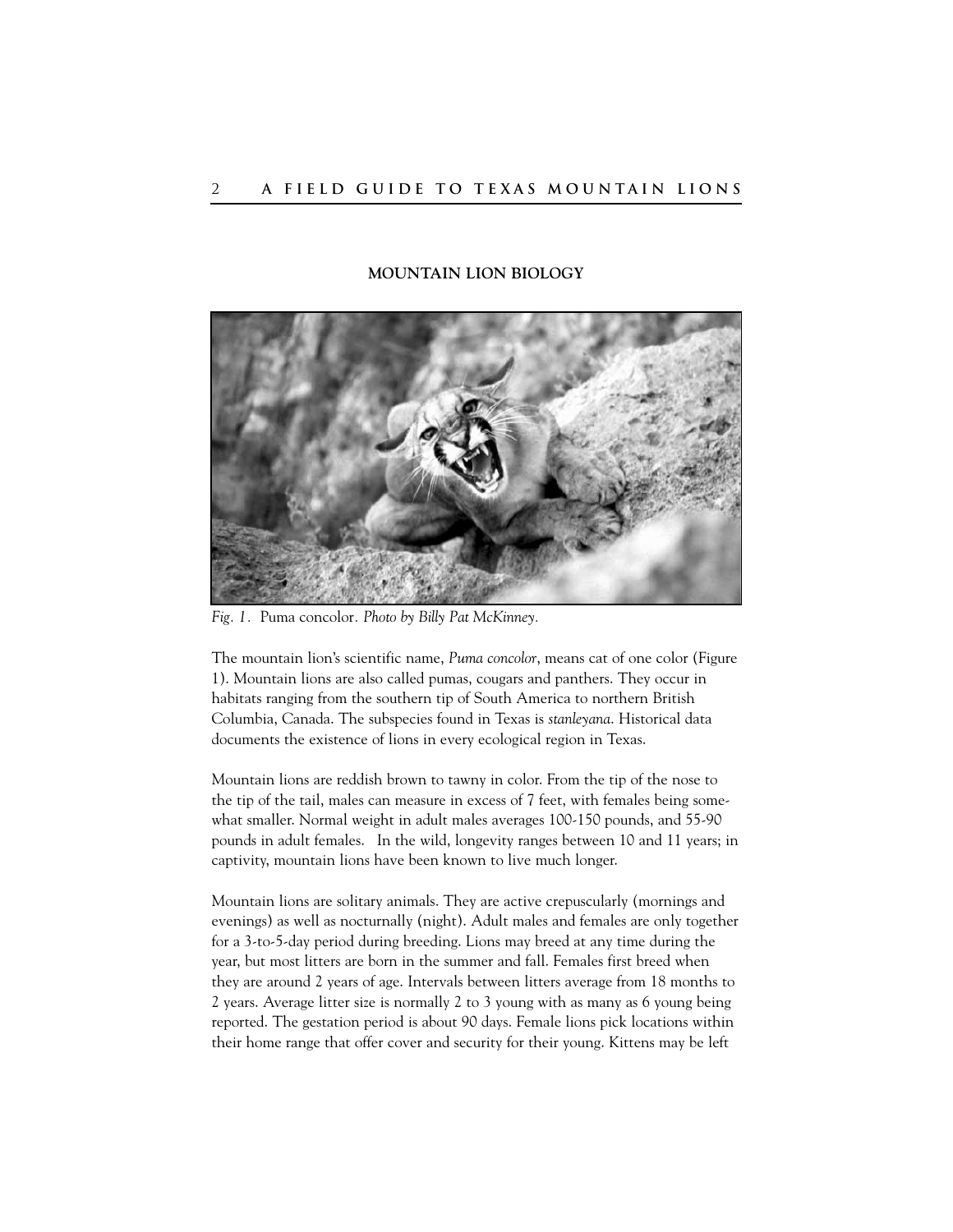## MOUNTAIN LION BIOLOGY

*Fig. 1.* Puma concolor. *Photo by Billy Pat McKinney.*

The mountain lion's scientific name, *Puma concolor*, means cat of one color (Figure 1). Mountain lions are also called pumas, cougars and panthers. They occur in habitats ranging from the southern tip of South America to northern British Columbia, Canada. The subspecies found in Texas is *stanleyana*. Historical data documents the existence of lions in every ecological region in Texas.

Mountain lions are reddish brown to tawny in color. From the tip of the nose to the tip of the tail, males can measure in excess of 7 feet, with females being somewhat smaller. Normal weight in adult males averages 100-150 pounds, and 55-90 pounds in adult females. In the wild, longevity ranges between 10 and 11 years; in captivity, mountain lions have been known to live much longer.

Mountain lions are solitary animals. They are active crepuscularly (mornings and evenings) as well as nocturnally (night). Adult males and females are only together for a 3-to-5-day period during breeding. Lions may breed at any time during the year, but most litters are born in the summer and fall. Females first breed when they are around 2 years of age. Intervals between litters average from 18 months to 2 years. Average litter size is normally 2 to 3 young with as many as 6 young being reported. The gestation period is about 90 days. Female lions pick locations within their home range that offer cover and security for their young. Kittens may be left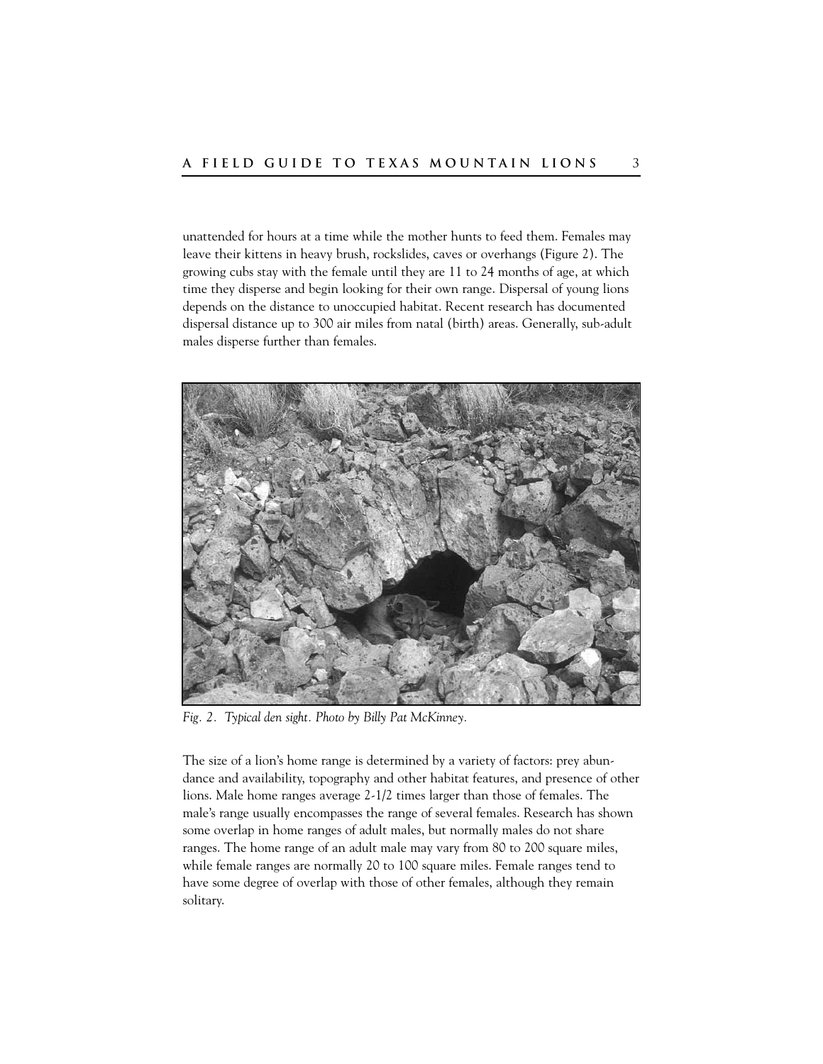unattended for hours at a time while the mother hunts to feed them. Females may leave their kittens in heavy brush, rockslides, caves or overhangs (Figure 2). The growing cubs stay with the female until they are 11 to 24 months of age, at which time they disperse and begin looking for their own range. Dispersal of young lions depends on the distance to unoccupied habitat. Recent research has documented dispersal distance up to 300 air miles from natal (birth) areas. Generally, sub-adult males disperse further than females.

*Fig. 2. Typical den sight. Photo by Billy Pat McKinney.*

The size of a lion's home range is determined by a variety of factors: prey abundance and availability, topography and other habitat features, and presence of other lions. Male home ranges average 2-1/2 times larger than those of females. The male's range usually encompasses the range of several females. Research has shown some overlap in home ranges of adult males, but normally males do not share ranges. The home range of an adult male may vary from 80 to 200 square miles, while female ranges are normally 20 to 100 square miles. Female ranges tend to have some degree of overlap with those of other females, although they remain solitary.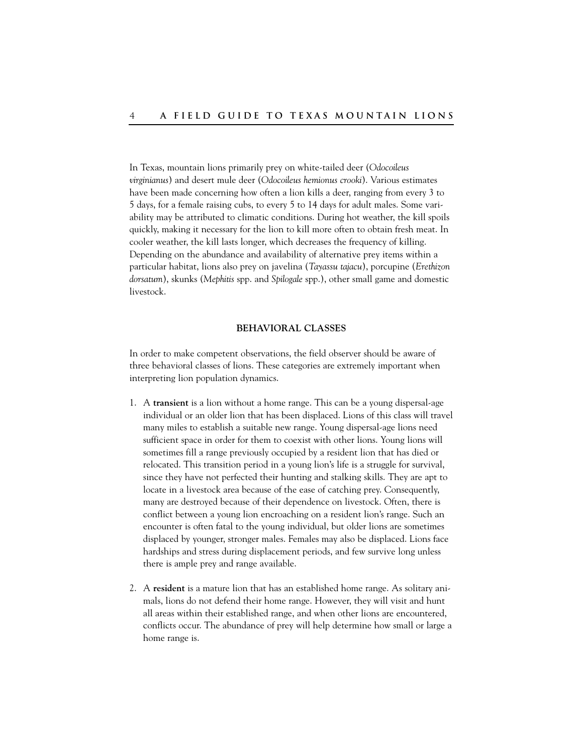In Texas, mountain lions primarily prey on white-tailed deer (*Odocoileus virginianus*) and desert mule deer (*Odocoileus hemionus crooki*). Various estimates have been made concerning how often a lion kills a deer, ranging from every 3 to 5 days, for a female raising cubs, to every 5 to 14 days for adult males. Some variability may be attributed to climatic conditions. During hot weather, the kill spoils quickly, making it necessary for the lion to kill more often to obtain fresh meat. In cooler weather, the kill lasts longer, which decreases the frequency of killing. Depending on the abundance and availability of alternative prey items within a particular habitat, lions also prey on javelina (*Tayassu tajacu*), porcupine (*Erethizon dorsatum*), skunks (*Mephitis* spp. and *Spilogale* spp.), other small game and domestic livestock.

## BEHAVIORAL CLASSES

In order to make competent observations, the field observer should be aware of three behavioral classes of lions. These categories are extremely important when interpreting lion population dynamics.

1. A **transient** is a lion without a home range. This can be a young dispersal-age individual or an older lion that has been displaced. Lions of this class will travel many miles to establish a suitable new range. Young dispersal-age lions need sufficient space in order for them to coexist with other lions. Young lions will sometimes fill a range previously occupied by a resident lion that has died or relocated. This transition period in a young lion's life is a struggle for survival, since they have not perfected their hunting and stalking skills. They are apt to locate in a livestock area because of the ease of catching prey. Consequently, many are destroyed because of their dependence on livestock. Often, there is conflict between a young lion encroaching on a resident lion's range. Such an encounter is often fatal to the young individual, but older lions are sometimes displaced by younger, stronger males. Females may also be displaced. Lions face hardships and stress during displacement periods, and few survive long unless there is ample prey and range available.

2. A **resident** is a mature lion that has an established home range. As solitary animals, lions do not defend their home range. However, they will visit and hunt all areas within their established range, and when other lions are encountered, conflicts occur. The abundance of prey will help determine how small or large a home range is.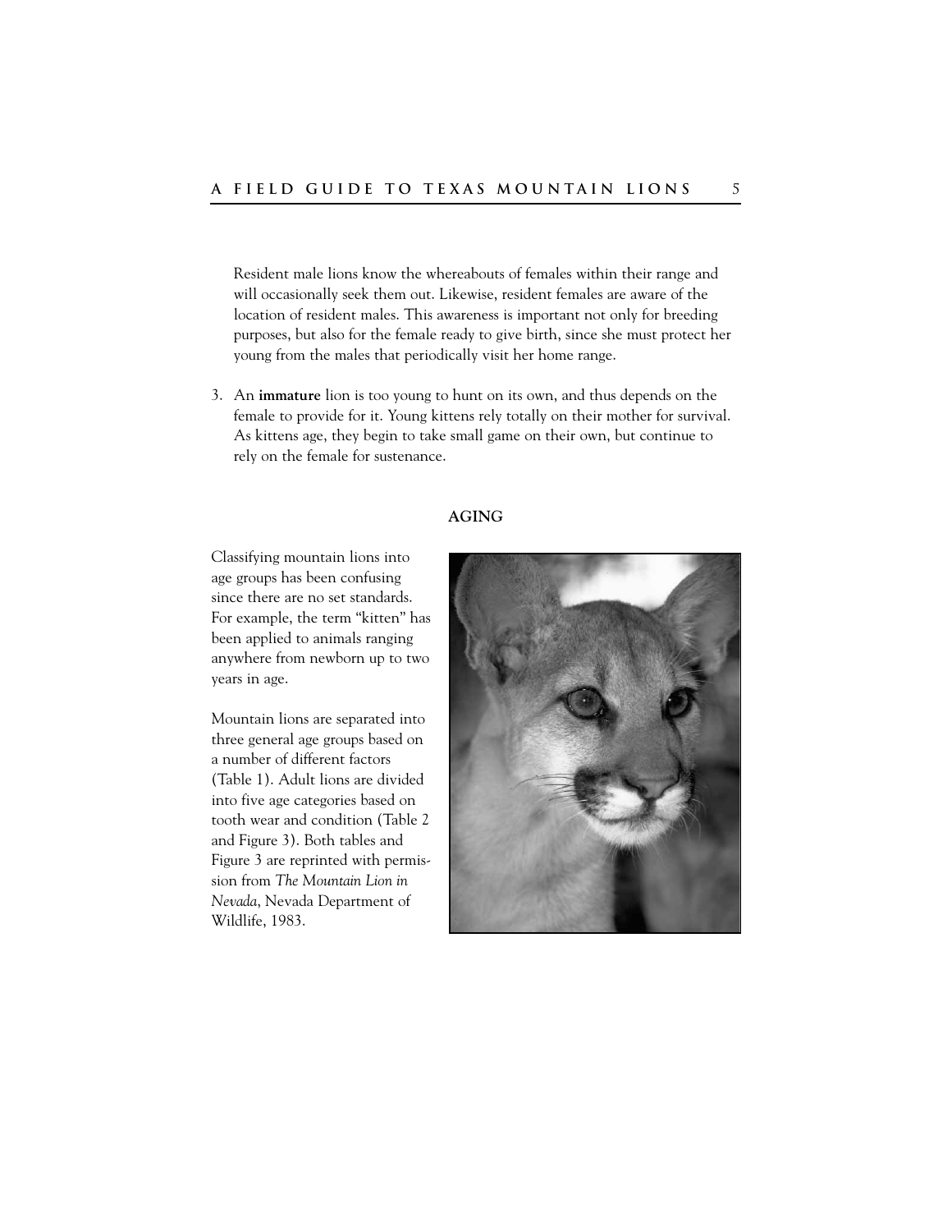Resident male lions know the whereabouts of females within their range and will occasionally seek them out. Likewise, resident females are aware of the location of resident males. This awareness is important not only for breeding purposes, but also for the female ready to give birth, since she must protect her young from the males that periodically visit her home range.

3. An **immature** lion is too young to hunt on its own, and thus depends on the female to provide for it. Young kittens rely totally on their mother for survival. As kittens age, they begin to take small game on their own, but continue to rely on the female for sustenance.

## AGING

Classifying mountain lions into age groups has been confusing since there are no set standards. For example, the term "kitten" has been applied to animals ranging anywhere from newborn up to two years in age.

Mountain lions are separated into three general age groups based on a number of different factors (Table 1). Adult lions are divided into five age categories based on tooth wear and condition (Table 2 and Figure 3). Both tables and Figure 3 are reprinted with permission from *The Mountain Lion in Nevada*, Nevada Department of Wildlife, 1983.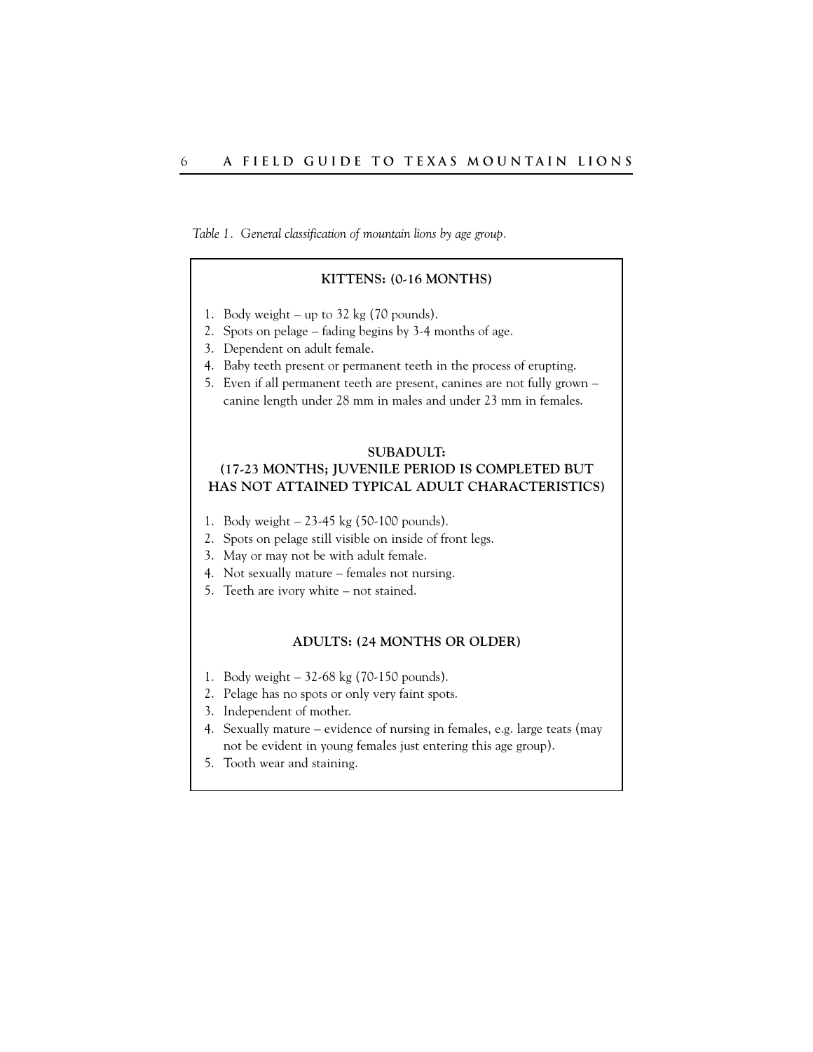*Table 1. General classification of mountain lions by age group.*

**KITTENS: (0-16 MONTHS)**

1. Body weight – up to 32 kg (70 pounds).
2. Spots on pelage – fading begins by 3-4 months of age.
3. Dependent on adult female.
4. Baby teeth present or permanent teeth in the process of erupting.
5. Even if all permanent teeth are present, canines are not fully grown – canine length under 28 mm in males and under 23 mm in females.

**SUBADULT:**
**(17-23 MONTHS; JUVENILE PERIOD IS COMPLETED BUT HAS NOT ATTAINED TYPICAL ADULT CHARACTERISTICS)**

1. Body weight – 23-45 kg (50-100 pounds).
2. Spots on pelage still visible on inside of front legs.
3. May or may not be with adult female.
4. Not sexually mature – females not nursing.
5. Teeth are ivory white – not stained.

**ADULTS: (24 MONTHS OR OLDER)**

1. Body weight – 32-68 kg (70-150 pounds).
2. Pelage has no spots or only very faint spots.
3. Independent of mother.
4. Sexually mature – evidence of nursing in females, e.g. large teats (may not be evident in young females just entering this age group).
5. Tooth wear and staining.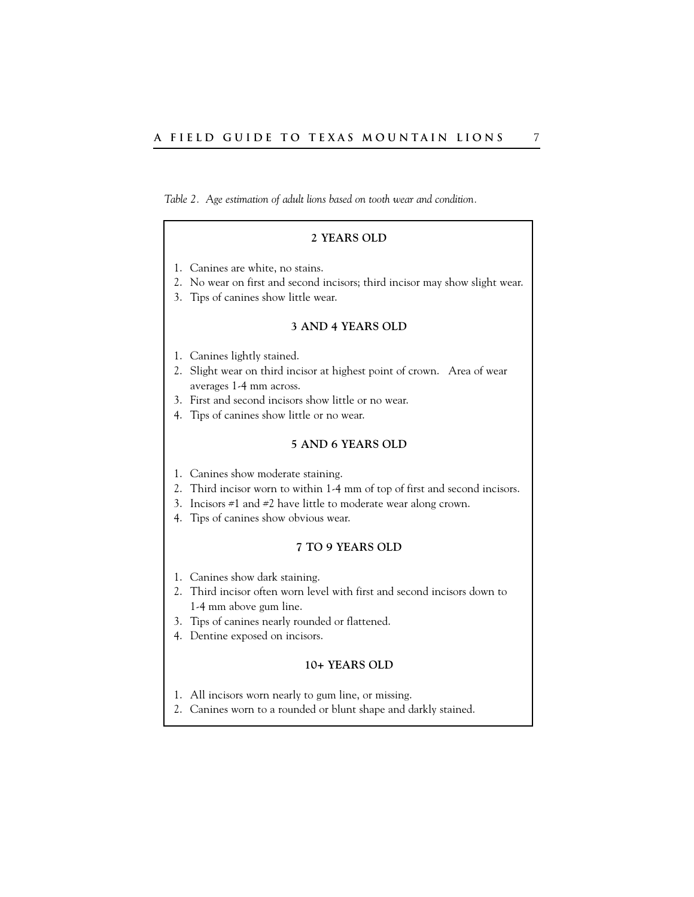*Table 2. Age estimation of adult lions based on tooth wear and condition.*

**2 YEARS OLD**

1. Canines are white, no stains.
2. No wear on first and second incisors; third incisor may show slight wear.
3. Tips of canines show little wear.

**3 AND 4 YEARS OLD**

1. Canines lightly stained.
2. Slight wear on third incisor at highest point of crown. Area of wear averages 1-4 mm across.
3. First and second incisors show little or no wear.
4. Tips of canines show little or no wear.

**5 AND 6 YEARS OLD**

1. Canines show moderate staining.
2. Third incisor worn to within 1-4 mm of top of first and second incisors.
3. Incisors #1 and #2 have little to moderate wear along crown.
4. Tips of canines show obvious wear.

**7 TO 9 YEARS OLD**

1. Canines show dark staining.
2. Third incisor often worn level with first and second incisors down to 1-4 mm above gum line.
3. Tips of canines nearly rounded or flattened.
4. Dentine exposed on incisors.

**10+ YEARS OLD**

1. All incisors worn nearly to gum line, or missing.
2. Canines worn to a rounded or blunt shape and darkly stained.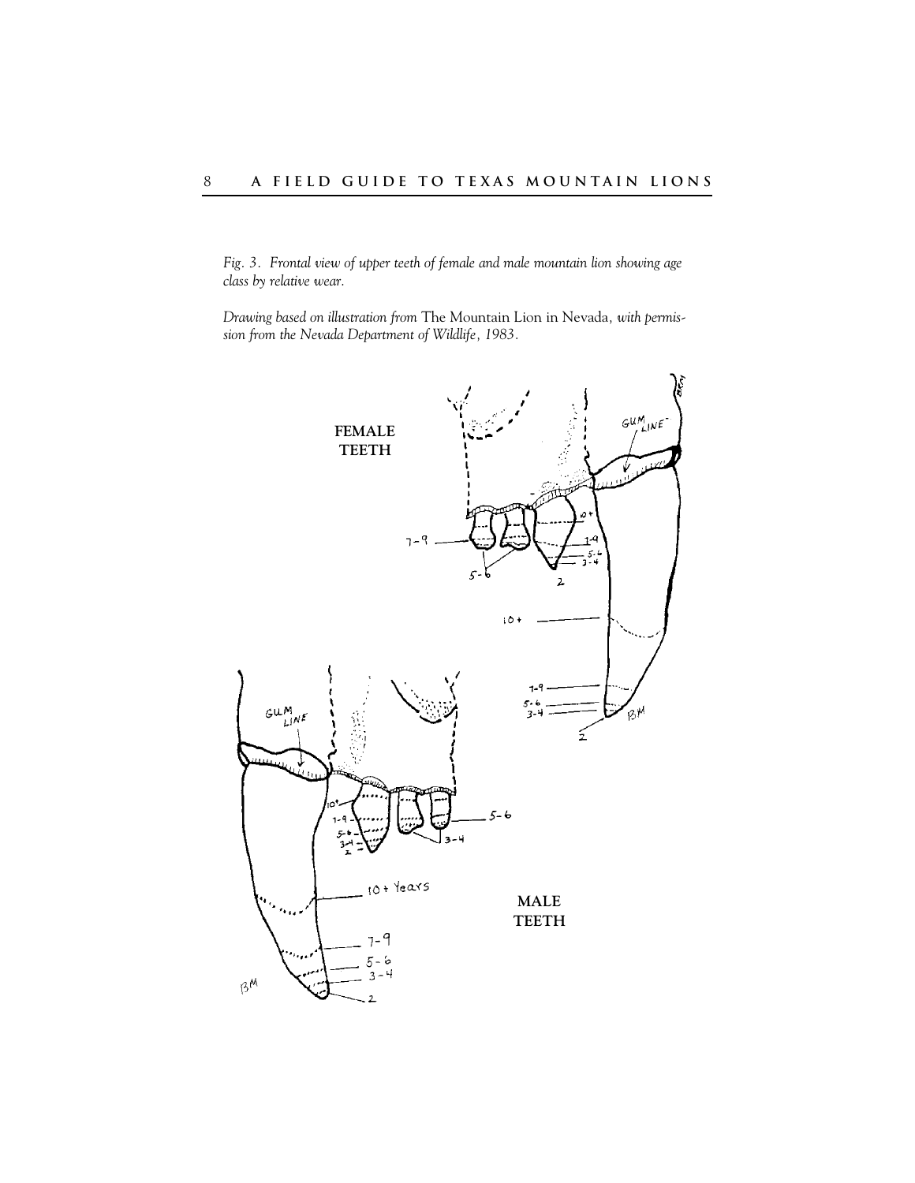*Fig. 3. Frontal view of upper teeth of female and male mountain lion showing age class by relative wear.*

*Drawing based on illustration from* The Mountain Lion in Nevada, *with permission from the Nevada Department of Wildlife, 1983.*

**FEMALE TEETH**

**MALE TEETH**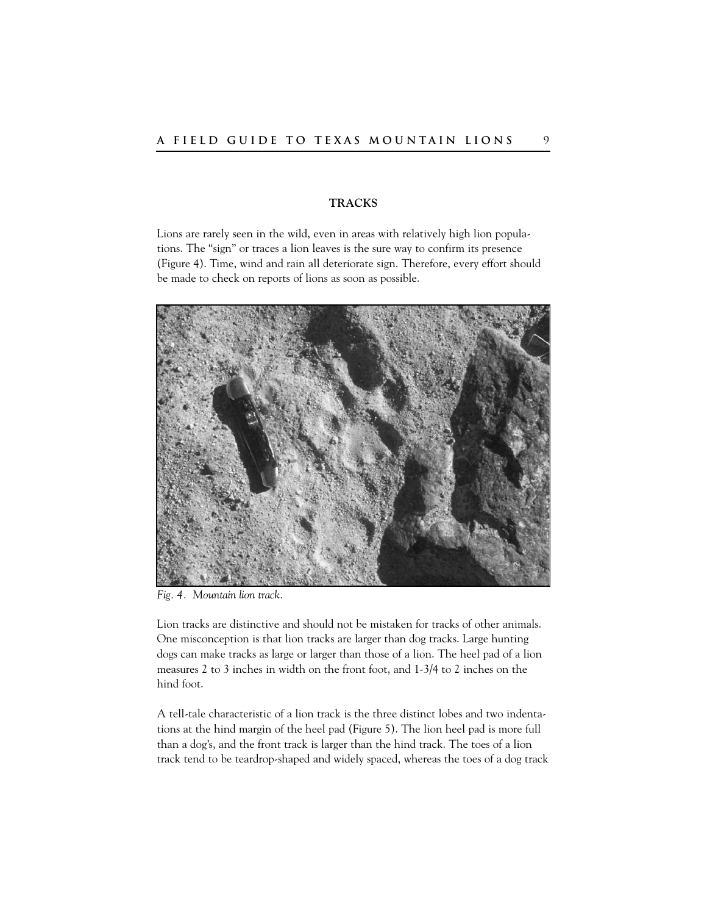## TRACKS

Lions are rarely seen in the wild, even in areas with relatively high lion populations. The "sign" or traces a lion leaves is the sure way to confirm its presence (Figure 4). Time, wind and rain all deteriorate sign. Therefore, every effort should be made to check on reports of lions as soon as possible.

*Fig. 4. Mountain lion track.*

Lion tracks are distinctive and should not be mistaken for tracks of other animals. One misconception is that lion tracks are larger than dog tracks. Large hunting dogs can make tracks as large or larger than those of a lion. The heel pad of a lion measures 2 to 3 inches in width on the front foot, and 1-3/4 to 2 inches on the hind foot.

A tell-tale characteristic of a lion track is the three distinct lobes and two indentations at the hind margin of the heel pad (Figure 5). The lion heel pad is more full than a dog's, and the front track is larger than the hind track. The toes of a lion track tend to be teardrop-shaped and widely spaced, whereas the toes of a dog track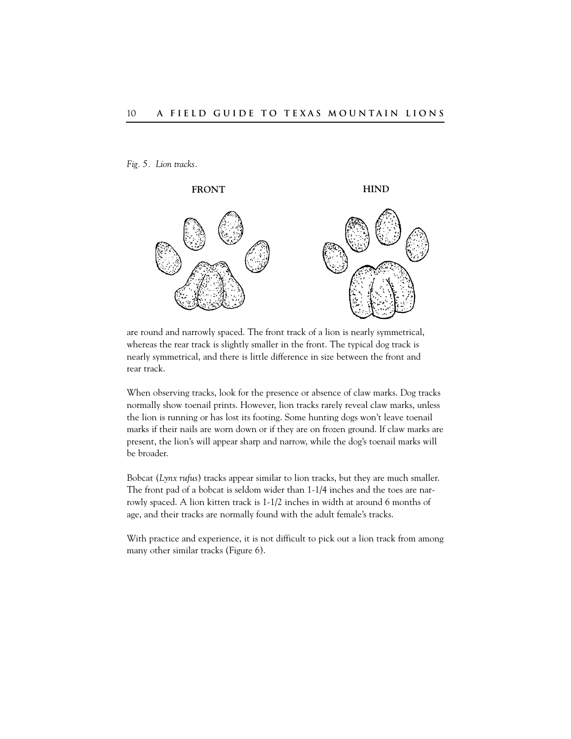*Fig. 5. Lion tracks.*

**FRONT** **HIND**

are round and narrowly spaced. The front track of a lion is nearly symmetrical, whereas the rear track is slightly smaller in the front. The typical dog track is nearly symmetrical, and there is little difference in size between the front and rear track.

When observing tracks, look for the presence or absence of claw marks. Dog tracks normally show toenail prints. However, lion tracks rarely reveal claw marks, unless the lion is running or has lost its footing. Some hunting dogs won't leave toenail marks if their nails are worn down or if they are on frozen ground. If claw marks are present, the lion's will appear sharp and narrow, while the dog's toenail marks will be broader.

Bobcat (*Lynx rufus*) tracks appear similar to lion tracks, but they are much smaller. The front pad of a bobcat is seldom wider than 1-1/4 inches and the toes are narrowly spaced. A lion kitten track is 1-1/2 inches in width at around 6 months of age, and their tracks are normally found with the adult female's tracks.

With practice and experience, it is not difficult to pick out a lion track from among many other similar tracks (Figure 6).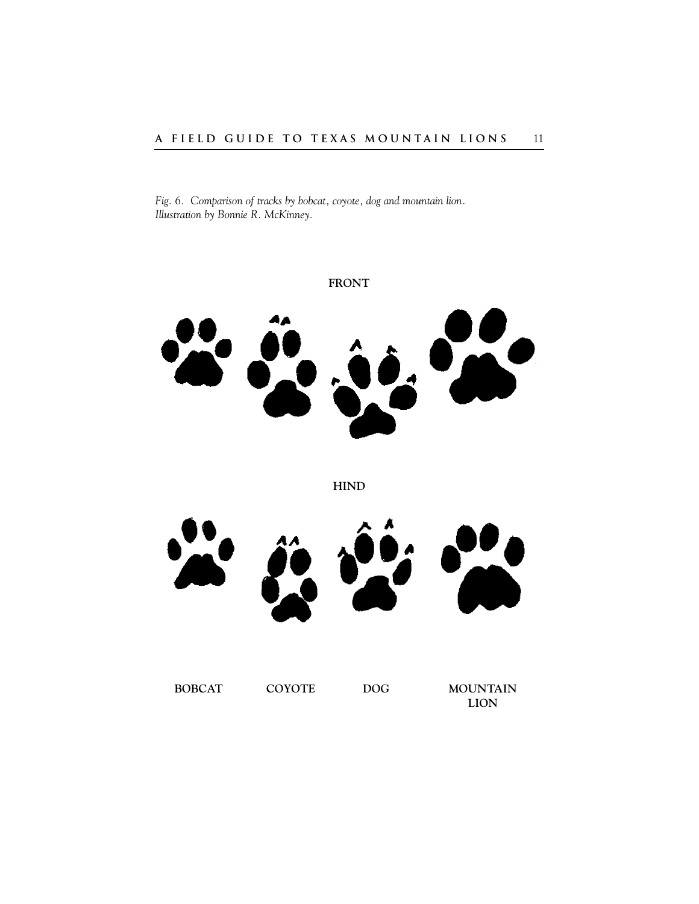*Fig. 6. Comparison of tracks by bobcat, coyote, dog and mountain lion. Illustration by Bonnie R. McKinney.*

FRONT

HIND

BOBCAT COYOTE DOG MOUNTAIN LION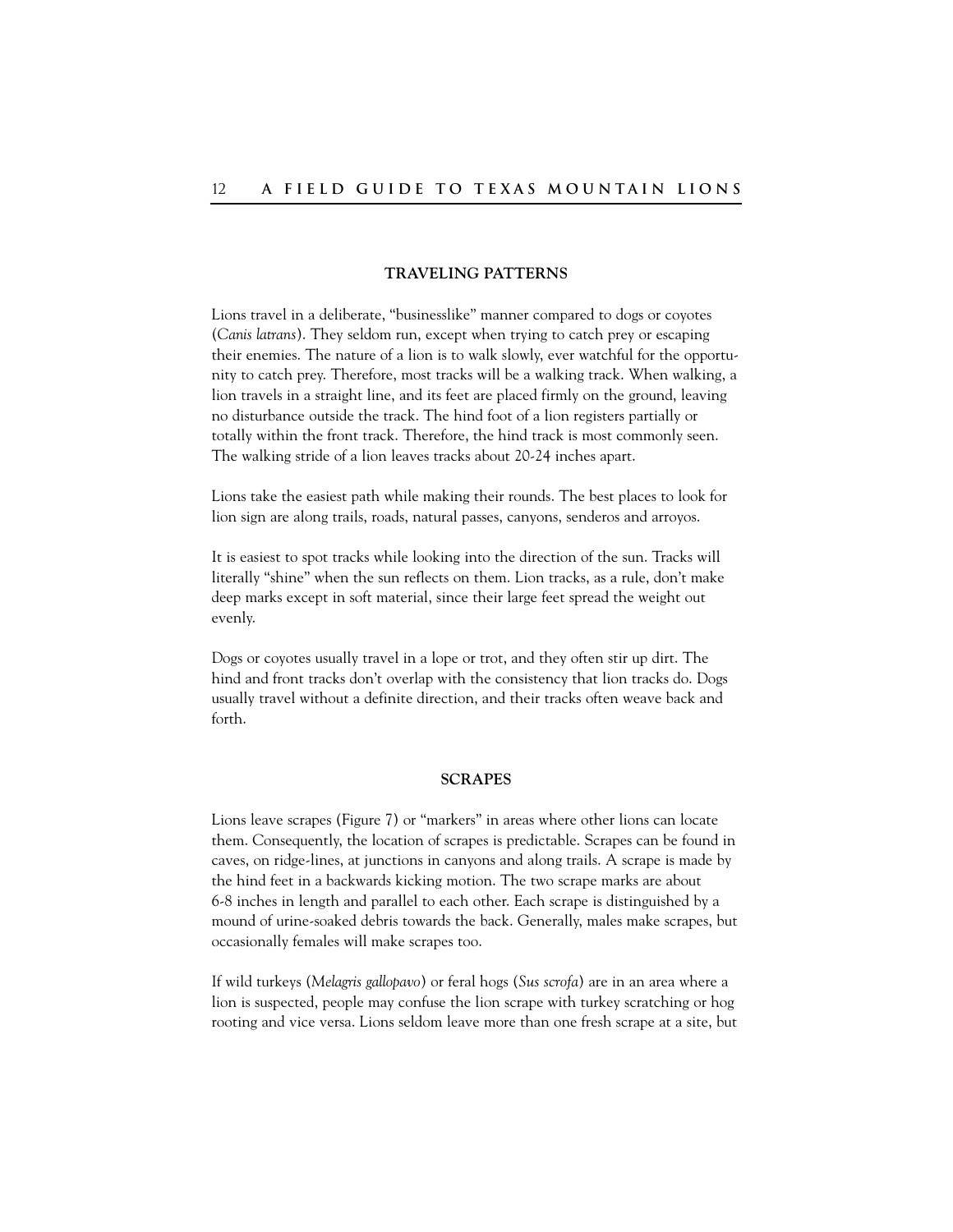## TRAVELING PATTERNS

Lions travel in a deliberate, "businesslike" manner compared to dogs or coyotes (*Canis latrans*). They seldom run, except when trying to catch prey or escaping their enemies. The nature of a lion is to walk slowly, ever watchful for the opportunity to catch prey. Therefore, most tracks will be a walking track. When walking, a lion travels in a straight line, and its feet are placed firmly on the ground, leaving no disturbance outside the track. The hind foot of a lion registers partially or totally within the front track. Therefore, the hind track is most commonly seen. The walking stride of a lion leaves tracks about 20-24 inches apart.

Lions take the easiest path while making their rounds. The best places to look for lion sign are along trails, roads, natural passes, canyons, senderos and arroyos.

It is easiest to spot tracks while looking into the direction of the sun. Tracks will literally "shine" when the sun reflects on them. Lion tracks, as a rule, don't make deep marks except in soft material, since their large feet spread the weight out evenly.

Dogs or coyotes usually travel in a lope or trot, and they often stir up dirt. The hind and front tracks don't overlap with the consistency that lion tracks do. Dogs usually travel without a definite direction, and their tracks often weave back and forth.

## SCRAPES

Lions leave scrapes (Figure 7) or "markers" in areas where other lions can locate them. Consequently, the location of scrapes is predictable. Scrapes can be found in caves, on ridge-lines, at junctions in canyons and along trails. A scrape is made by the hind feet in a backwards kicking motion. The two scrape marks are about 6-8 inches in length and parallel to each other. Each scrape is distinguished by a mound of urine-soaked debris towards the back. Generally, males make scrapes, but occasionally females will make scrapes too.

If wild turkeys (*Melagris gallopavo*) or feral hogs (*Sus scrofa*) are in an area where a lion is suspected, people may confuse the lion scrape with turkey scratching or hog rooting and vice versa. Lions seldom leave more than one fresh scrape at a site, but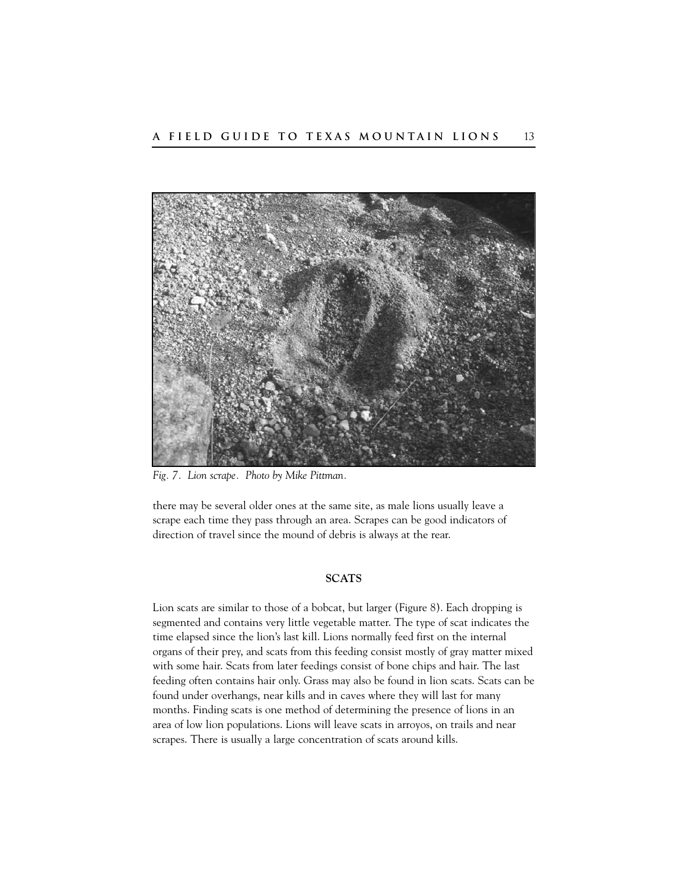*Fig. 7. Lion scrape. Photo by Mike Pittman.*

there may be several older ones at the same site, as male lions usually leave a scrape each time they pass through an area. Scrapes can be good indicators of direction of travel since the mound of debris is always at the rear.

## SCATS

Lion scats are similar to those of a bobcat, but larger (Figure 8). Each dropping is segmented and contains very little vegetable matter. The type of scat indicates the time elapsed since the lion's last kill. Lions normally feed first on the internal organs of their prey, and scats from this feeding consist mostly of gray matter mixed with some hair. Scats from later feedings consist of bone chips and hair. The last feeding often contains hair only. Grass may also be found in lion scats. Scats can be found under overhangs, near kills and in caves where they will last for many months. Finding scats is one method of determining the presence of lions in an area of low lion populations. Lions will leave scats in arroyos, on trails and near scrapes. There is usually a large concentration of scats around kills.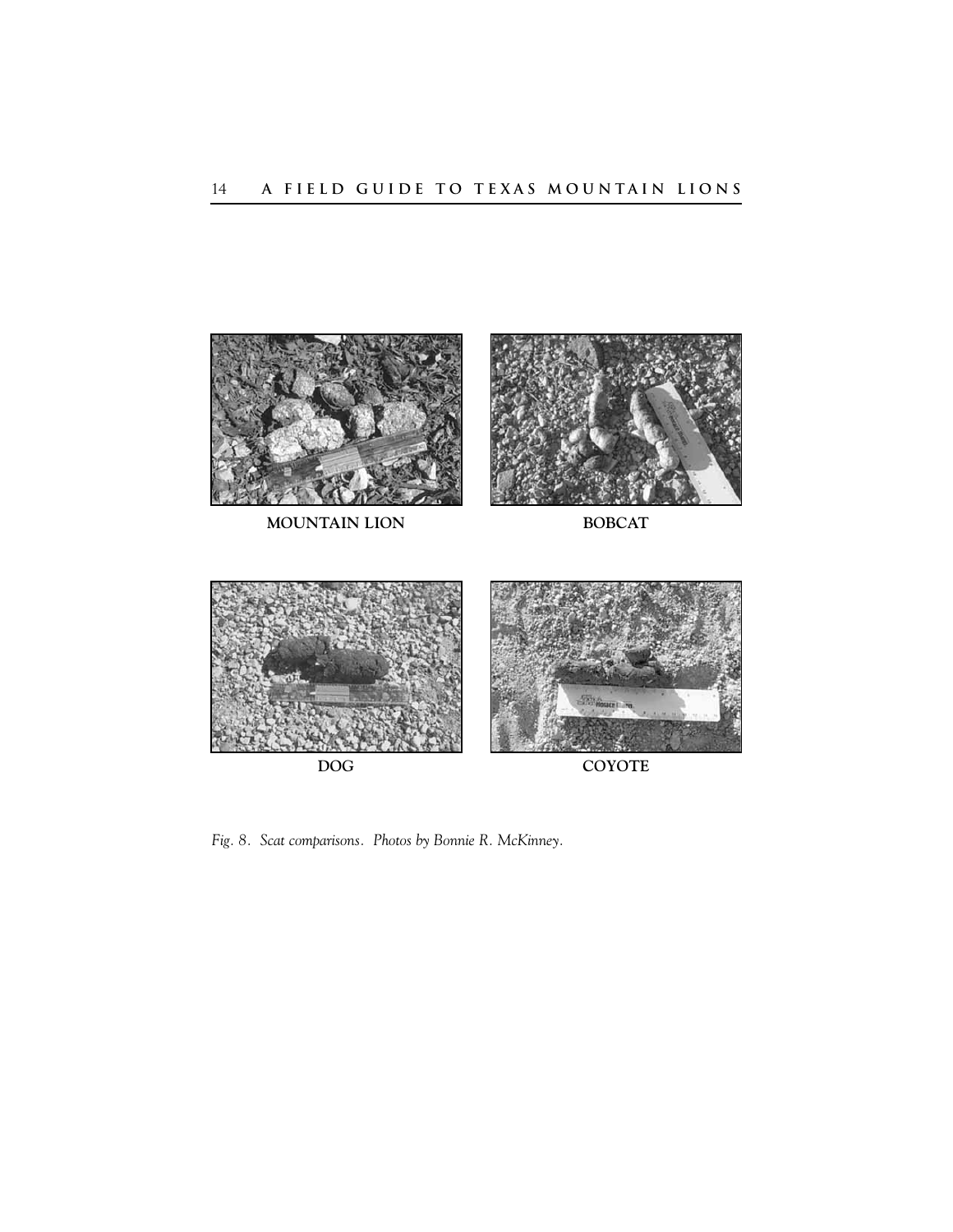MOUNTAIN LION

BOBCAT

DOG

COYOTE

*Fig. 8. Scat comparisons. Photos by Bonnie R. McKinney.*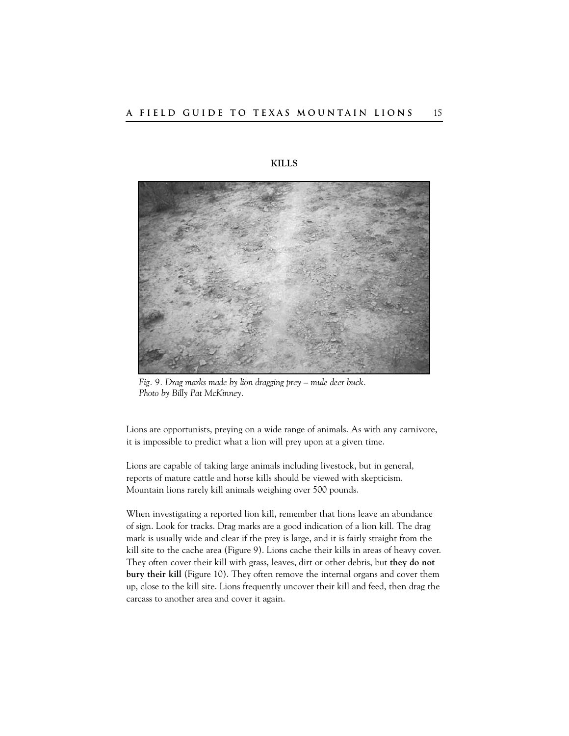## KILLS

*Fig. 9. Drag marks made by lion dragging prey – mule deer buck. Photo by Billy Pat McKinney.*

Lions are opportunists, preying on a wide range of animals. As with any carnivore, it is impossible to predict what a lion will prey upon at a given time.

Lions are capable of taking large animals including livestock, but in general, reports of mature cattle and horse kills should be viewed with skepticism. Mountain lions rarely kill animals weighing over 500 pounds.

When investigating a reported lion kill, remember that lions leave an abundance of sign. Look for tracks. Drag marks are a good indication of a lion kill. The drag mark is usually wide and clear if the prey is large, and it is fairly straight from the kill site to the cache area (Figure 9). Lions cache their kills in areas of heavy cover. They often cover their kill with grass, leaves, dirt or other debris, but **they do not bury their kill** (Figure 10). They often remove the internal organs and cover them up, close to the kill site. Lions frequently uncover their kill and feed, then drag the carcass to another area and cover it again.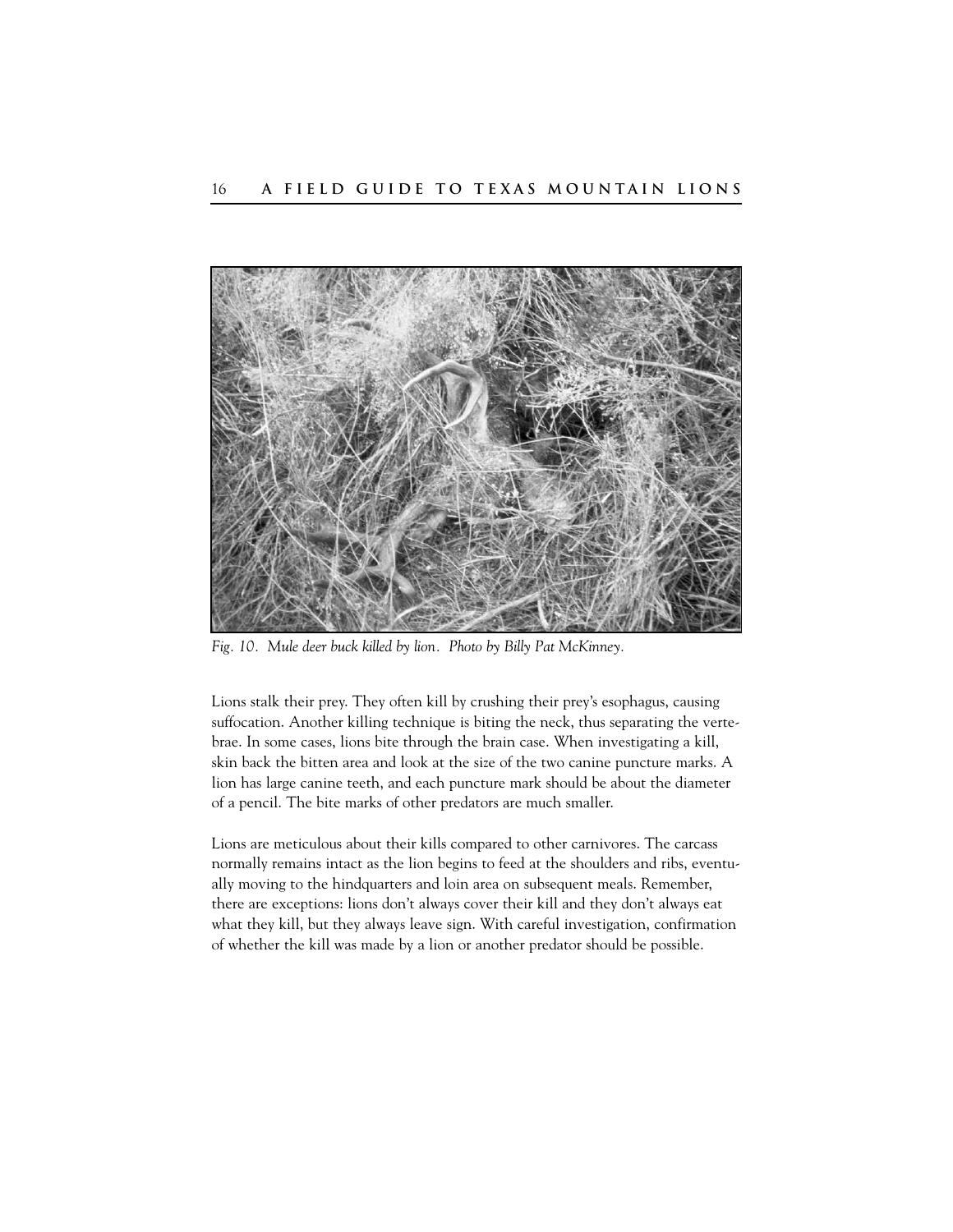*Fig. 10. Mule deer buck killed by lion. Photo by Billy Pat McKinney.*

Lions stalk their prey. They often kill by crushing their prey's esophagus, causing suffocation. Another killing technique is biting the neck, thus separating the vertebrae. In some cases, lions bite through the brain case. When investigating a kill, skin back the bitten area and look at the size of the two canine puncture marks. A lion has large canine teeth, and each puncture mark should be about the diameter of a pencil. The bite marks of other predators are much smaller.

Lions are meticulous about their kills compared to other carnivores. The carcass normally remains intact as the lion begins to feed at the shoulders and ribs, eventually moving to the hindquarters and loin area on subsequent meals. Remember, there are exceptions: lions don't always cover their kill and they don't always eat what they kill, but they always leave sign. With careful investigation, confirmation of whether the kill was made by a lion or another predator should be possible.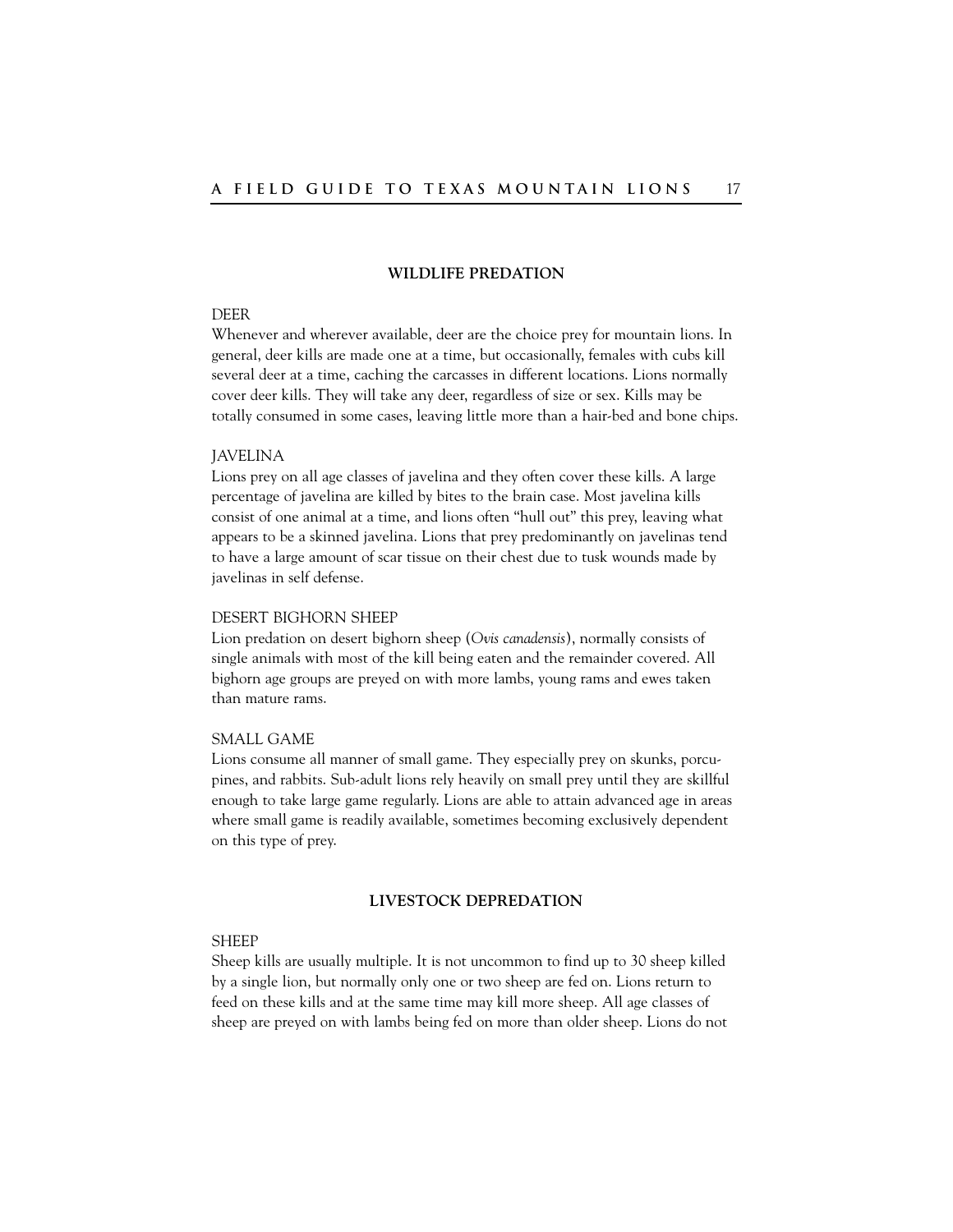## WILDLIFE PREDATION

### DEER

Whenever and wherever available, deer are the choice prey for mountain lions. In general, deer kills are made one at a time, but occasionally, females with cubs kill several deer at a time, caching the carcasses in different locations. Lions normally cover deer kills. They will take any deer, regardless of size or sex. Kills may be totally consumed in some cases, leaving little more than a hair-bed and bone chips.

### JAVELINA

Lions prey on all age classes of javelina and they often cover these kills. A large percentage of javelina are killed by bites to the brain case. Most javelina kills consist of one animal at a time, and lions often "hull out" this prey, leaving what appears to be a skinned javelina. Lions that prey predominantly on javelinas tend to have a large amount of scar tissue on their chest due to tusk wounds made by javelinas in self defense.

### DESERT BIGHORN SHEEP

Lion predation on desert bighorn sheep (*Ovis canadensis*), normally consists of single animals with most of the kill being eaten and the remainder covered. All bighorn age groups are preyed on with more lambs, young rams and ewes taken than mature rams.

### SMALL GAME

Lions consume all manner of small game. They especially prey on skunks, porcupines, and rabbits. Sub-adult lions rely heavily on small prey until they are skillful enough to take large game regularly. Lions are able to attain advanced age in areas where small game is readily available, sometimes becoming exclusively dependent on this type of prey.

## LIVESTOCK DEPREDATION

### SHEEP

Sheep kills are usually multiple. It is not uncommon to find up to 30 sheep killed by a single lion, but normally only one or two sheep are fed on. Lions return to feed on these kills and at the same time may kill more sheep. All age classes of sheep are preyed on with lambs being fed on more than older sheep. Lions do not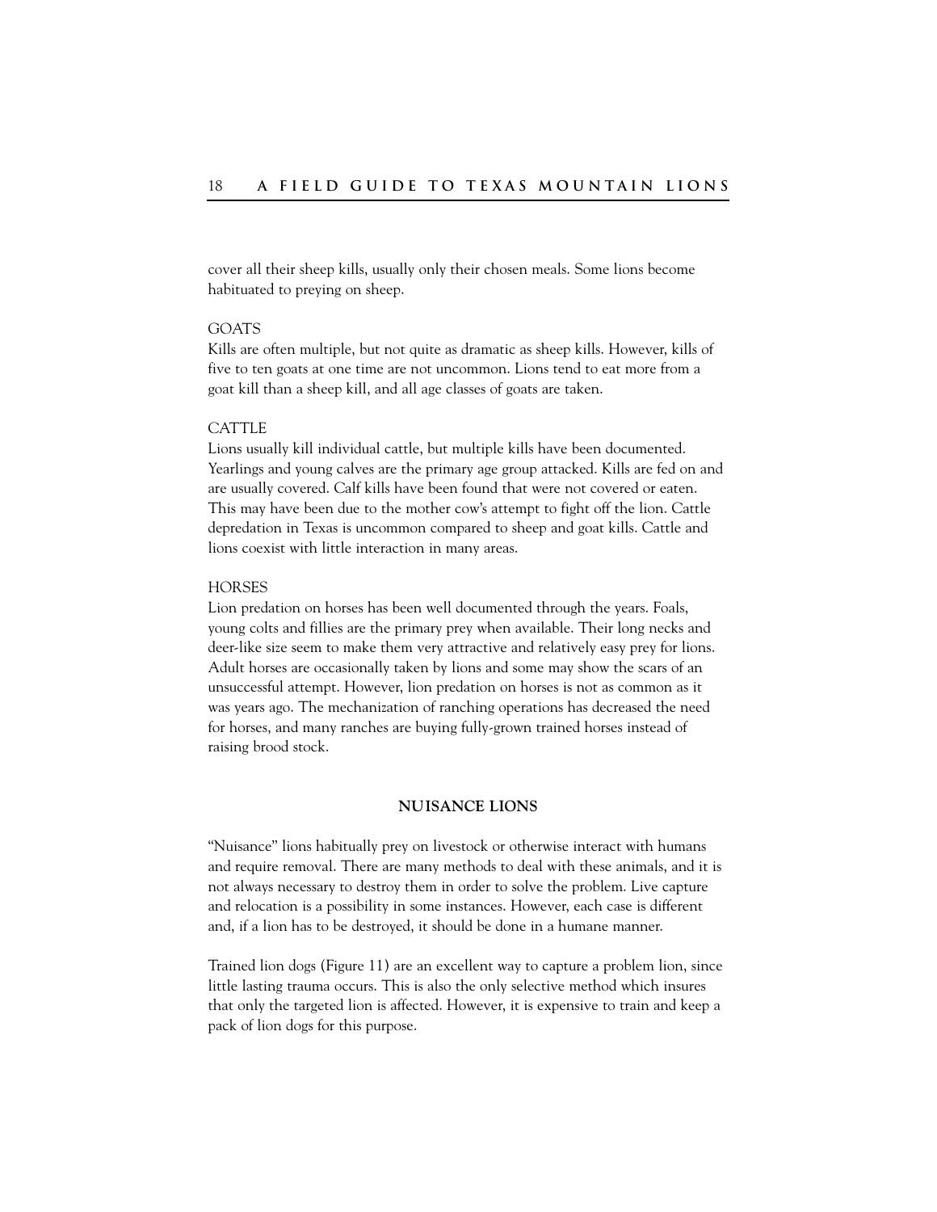cover all their sheep kills, usually only their chosen meals. Some lions become habituated to preying on sheep.

### GOATS

Kills are often multiple, but not quite as dramatic as sheep kills. However, kills of five to ten goats at one time are not uncommon. Lions tend to eat more from a goat kill than a sheep kill, and all age classes of goats are taken.

### CATTLE

Lions usually kill individual cattle, but multiple kills have been documented. Yearlings and young calves are the primary age group attacked. Kills are fed on and are usually covered. Calf kills have been found that were not covered or eaten. This may have been due to the mother cow's attempt to fight off the lion. Cattle depredation in Texas is uncommon compared to sheep and goat kills. Cattle and lions coexist with little interaction in many areas.

### HORSES

Lion predation on horses has been well documented through the years. Foals, young colts and fillies are the primary prey when available. Their long necks and deer-like size seem to make them very attractive and relatively easy prey for lions. Adult horses are occasionally taken by lions and some may show the scars of an unsuccessful attempt. However, lion predation on horses is not as common as it was years ago. The mechanization of ranching operations has decreased the need for horses, and many ranches are buying fully-grown trained horses instead of raising brood stock.

## NUISANCE LIONS

"Nuisance" lions habitually prey on livestock or otherwise interact with humans and require removal. There are many methods to deal with these animals, and it is not always necessary to destroy them in order to solve the problem. Live capture and relocation is a possibility in some instances. However, each case is different and, if a lion has to be destroyed, it should be done in a humane manner.

Trained lion dogs (Figure 11) are an excellent way to capture a problem lion, since little lasting trauma occurs. This is also the only selective method which insures that only the targeted lion is affected. However, it is expensive to train and keep a pack of lion dogs for this purpose.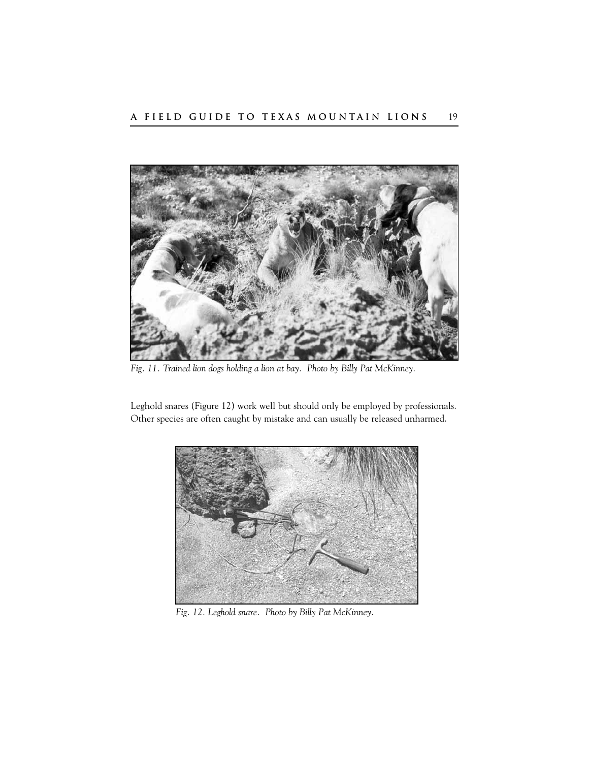*Fig. 11. Trained lion dogs holding a lion at bay. Photo by Billy Pat McKinney.*

Leghold snares (Figure 12) work well but should only be employed by professionals. Other species are often caught by mistake and can usually be released unharmed.

*Fig. 12. Leghold snare. Photo by Billy Pat McKinney.*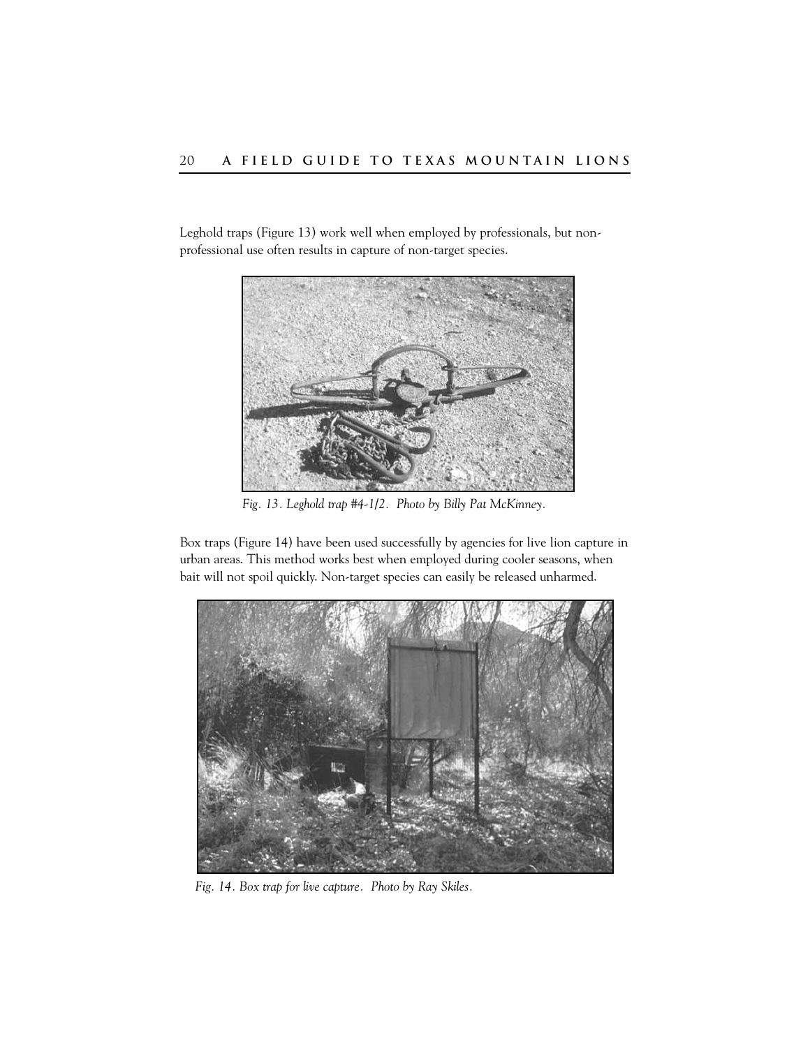Leghold traps (Figure 13) work well when employed by professionals, but non-professional use often results in capture of non-target species.

*Fig. 13. Leghold trap #4-1/2. Photo by Billy Pat McKinney.*

Box traps (Figure 14) have been used successfully by agencies for live lion capture in urban areas. This method works best when employed during cooler seasons, when bait will not spoil quickly. Non-target species can easily be released unharmed.

*Fig. 14. Box trap for live capture. Photo by Ray Skiles.*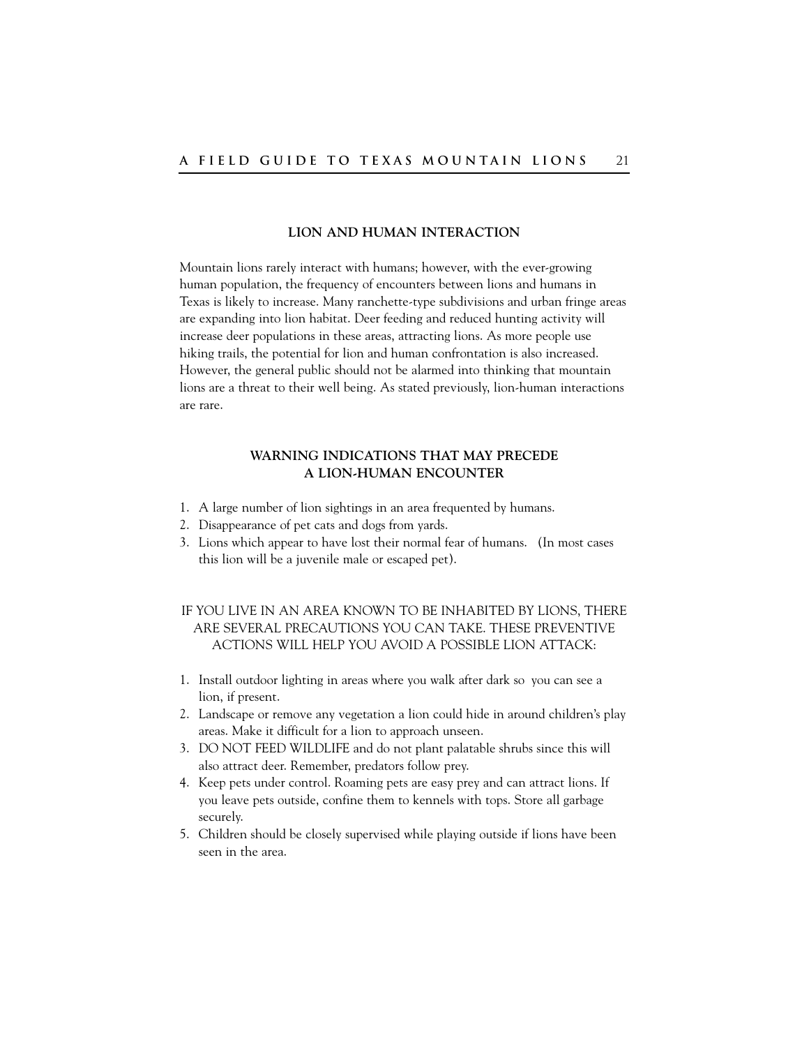## LION AND HUMAN INTERACTION

Mountain lions rarely interact with humans; however, with the ever-growing human population, the frequency of encounters between lions and humans in Texas is likely to increase. Many ranchette-type subdivisions and urban fringe areas are expanding into lion habitat. Deer feeding and reduced hunting activity will increase deer populations in these areas, attracting lions. As more people use hiking trails, the potential for lion and human confrontation is also increased. However, the general public should not be alarmed into thinking that mountain lions are a threat to their well being. As stated previously, lion-human interactions are rare.

## WARNING INDICATIONS THAT MAY PRECEDE A LION-HUMAN ENCOUNTER

1. A large number of lion sightings in an area frequented by humans.
2. Disappearance of pet cats and dogs from yards.
3. Lions which appear to have lost their normal fear of humans. (In most cases this lion will be a juvenile male or escaped pet).

IF YOU LIVE IN AN AREA KNOWN TO BE INHABITED BY LIONS, THERE ARE SEVERAL PRECAUTIONS YOU CAN TAKE. THESE PREVENTIVE ACTIONS WILL HELP YOU AVOID A POSSIBLE LION ATTACK:

1. Install outdoor lighting in areas where you walk after dark so you can see a lion, if present.
2. Landscape or remove any vegetation a lion could hide in around children's play areas. Make it difficult for a lion to approach unseen.
3. DO NOT FEED WILDLIFE and do not plant palatable shrubs since this will also attract deer. Remember, predators follow prey.
4. Keep pets under control. Roaming pets are easy prey and can attract lions. If you leave pets outside, confine them to kennels with tops. Store all garbage securely.
5. Children should be closely supervised while playing outside if lions have been seen in the area.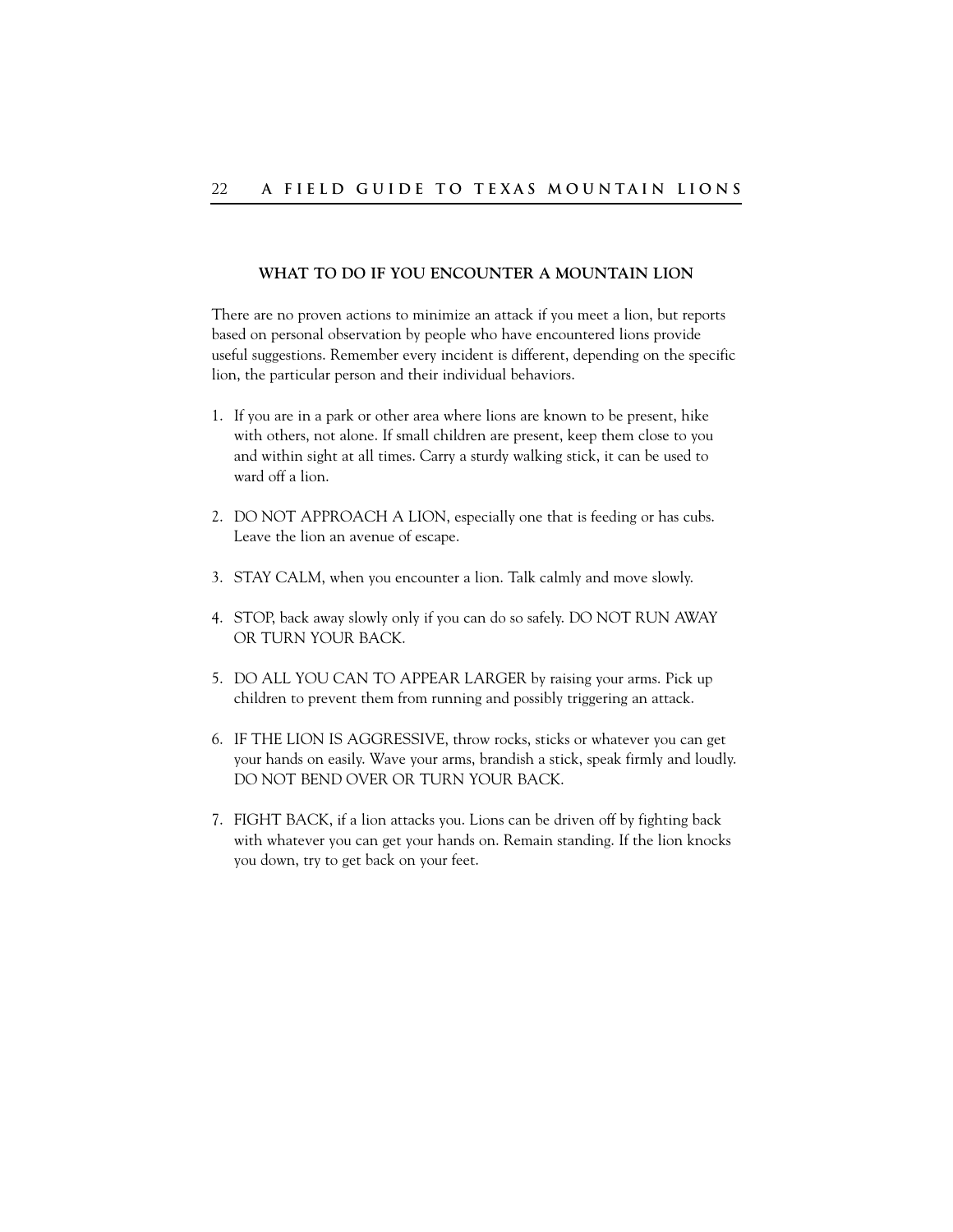## WHAT TO DO IF YOU ENCOUNTER A MOUNTAIN LION

There are no proven actions to minimize an attack if you meet a lion, but reports based on personal observation by people who have encountered lions provide useful suggestions. Remember every incident is different, depending on the specific lion, the particular person and their individual behaviors.

1. If you are in a park or other area where lions are known to be present, hike with others, not alone. If small children are present, keep them close to you and within sight at all times. Carry a sturdy walking stick, it can be used to ward off a lion.

2. DO NOT APPROACH A LION, especially one that is feeding or has cubs. Leave the lion an avenue of escape.

3. STAY CALM, when you encounter a lion. Talk calmly and move slowly.

4. STOP, back away slowly only if you can do so safely. DO NOT RUN AWAY OR TURN YOUR BACK.

5. DO ALL YOU CAN TO APPEAR LARGER by raising your arms. Pick up children to prevent them from running and possibly triggering an attack.

6. IF THE LION IS AGGRESSIVE, throw rocks, sticks or whatever you can get your hands on easily. Wave your arms, brandish a stick, speak firmly and loudly. DO NOT BEND OVER OR TURN YOUR BACK.

7. FIGHT BACK, if a lion attacks you. Lions can be driven off by fighting back with whatever you can get your hands on. Remain standing. If the lion knocks you down, try to get back on your feet.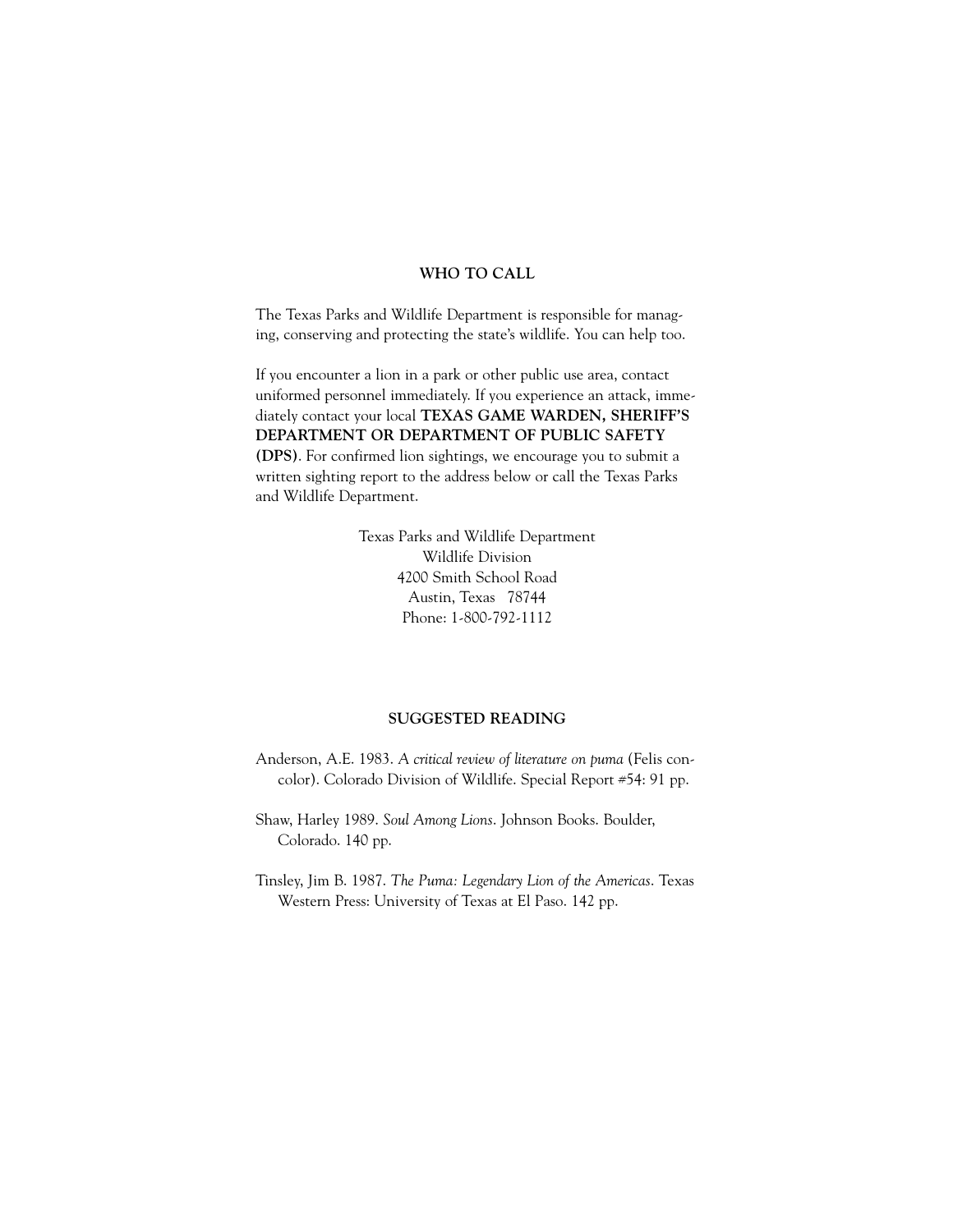## WHO TO CALL

The Texas Parks and Wildlife Department is responsible for managing, conserving and protecting the state's wildlife. You can help too.

If you encounter a lion in a park or other public use area, contact uniformed personnel immediately. If you experience an attack, immediately contact your local **TEXAS GAME WARDEN, SHERIFF'S DEPARTMENT OR DEPARTMENT OF PUBLIC SAFETY (DPS)**. For confirmed lion sightings, we encourage you to submit a written sighting report to the address below or call the Texas Parks and Wildlife Department.

Texas Parks and Wildlife Department
Wildlife Division
4200 Smith School Road
Austin, Texas 78744
Phone: 1-800-792-1112

## SUGGESTED READING

Anderson, A.E. 1983. *A critical review of literature on puma* (Felis concolor). Colorado Division of Wildlife. Special Report #54: 91 pp.

Shaw, Harley 1989. *Soul Among Lions*. Johnson Books. Boulder, Colorado. 140 pp.

Tinsley, Jim B. 1987. *The Puma: Legendary Lion of the Americas*. Texas Western Press: University of Texas at El Paso. 142 pp.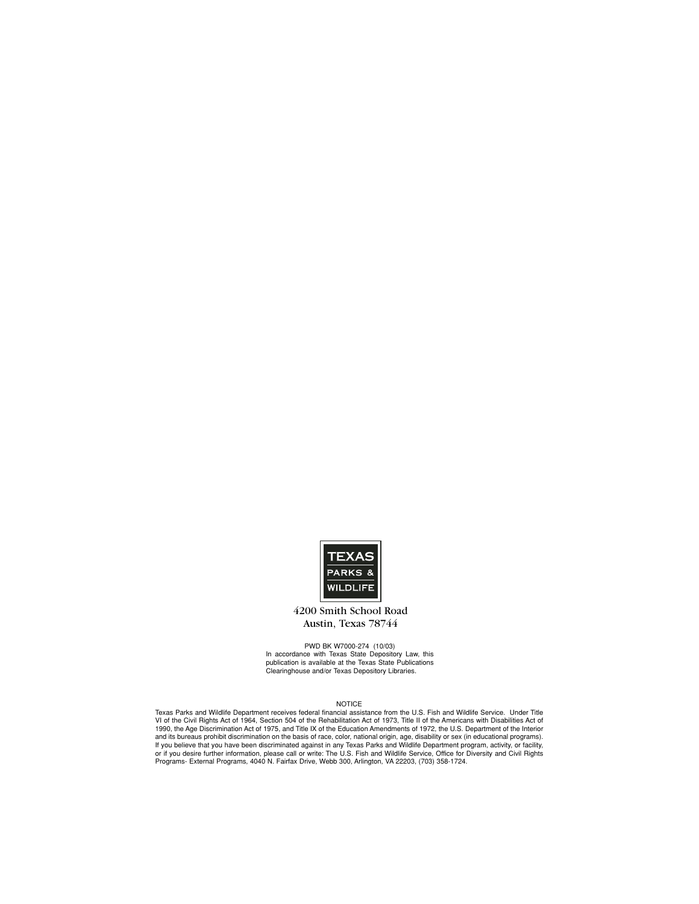TEXAS
PARKS &
WILDLIFE

4200 Smith School Road
Austin, Texas 78744

PWD BK W7000-274 (10/03)
In accordance with Texas State Depository Law, this publication is available at the Texas State Publications Clearinghouse and/or Texas Depository Libraries.

NOTICE

Texas Parks and Wildlife Department receives federal financial assistance from the U.S. Fish and Wildlife Service. Under Title VI of the Civil Rights Act of 1964, Section 504 of the Rehabilitation Act of 1973, Title II of the Americans with Disabilities Act of 1990, the Age Discrimination Act of 1975, and Title IX of the Education Amendments of 1972, the U.S. Department of the Interior and its bureaus prohibit discrimination on the basis of race, color, national origin, age, disability or sex (in educational programs). If you believe that you have been discriminated against in any Texas Parks and Wildlife Department program, activity, or facility, or if you desire further information, please call or write: The U.S. Fish and Wildlife Service, Office for Diversity and Civil Rights Programs- External Programs, 4040 N. Fairfax Drive, Webb 300, Arlington, VA 22203, (703) 358-1724.